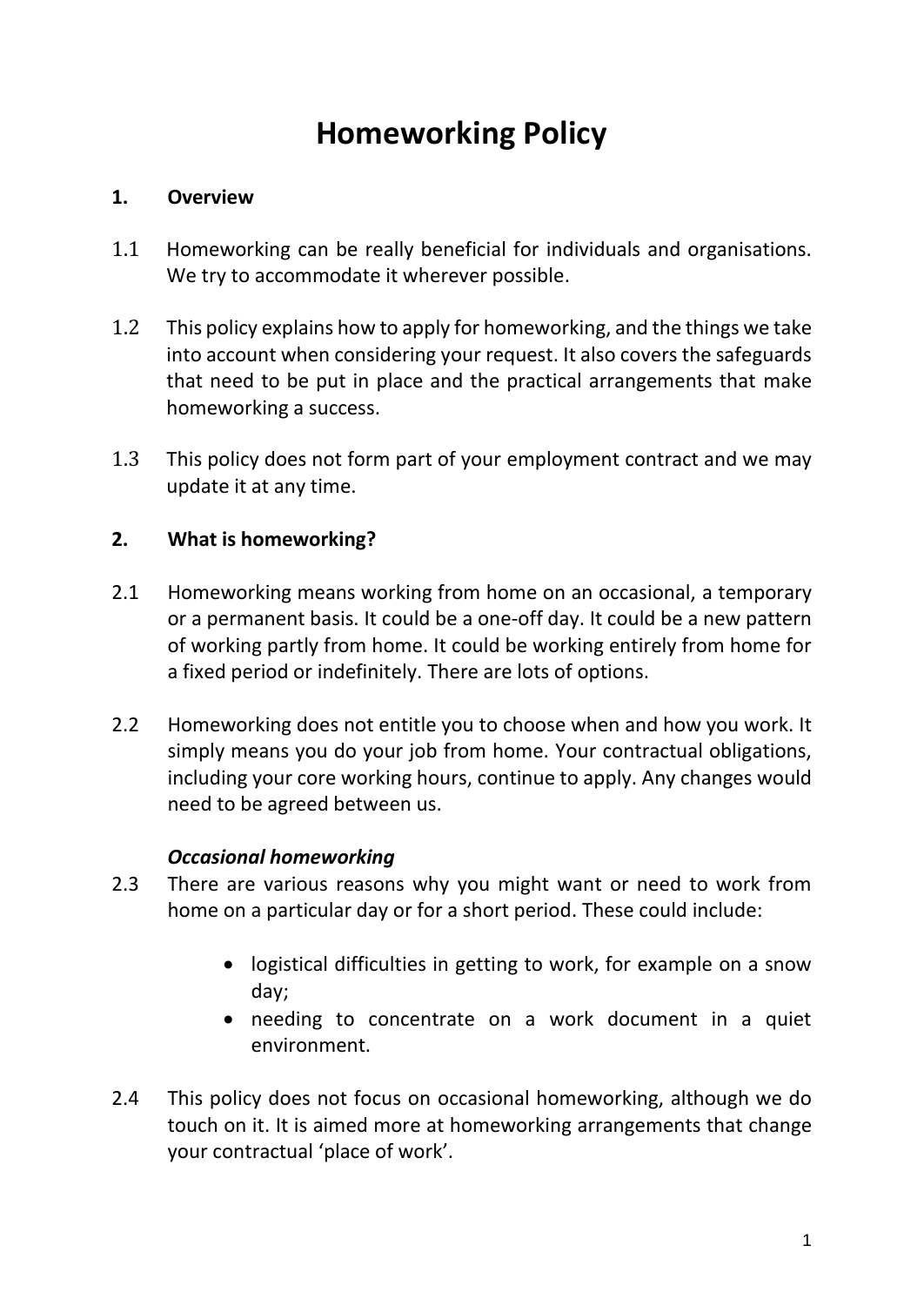# Homeworking Policy

## 1. Overview

1.1 Homeworking can be really beneficial for individuals and organisations. We try to accommodate it wherever possible.

1.2 This policy explains how to apply for homeworking, and the things we take into account when considering your request. It also covers the safeguards that need to be put in place and the practical arrangements that make homeworking a success.

1.3 This policy does not form part of your employment contract and we may update it at any time.

## 2. What is homeworking?

2.1 Homeworking means working from home on an occasional, a temporary or a permanent basis. It could be a one-off day. It could be a new pattern of working partly from home. It could be working entirely from home for a fixed period or indefinitely. There are lots of options.

2.2 Homeworking does not entitle you to choose when and how you work. It simply means you do your job from home. Your contractual obligations, including your core working hours, continue to apply. Any changes would need to be agreed between us.

### *Occasional homeworking*

2.3 There are various reasons why you might want or need to work from home on a particular day or for a short period. These could include:

- logistical difficulties in getting to work, for example on a snow day;
- needing to concentrate on a work document in a quiet environment.

2.4 This policy does not focus on occasional homeworking, although we do touch on it. It is aimed more at homeworking arrangements that change your contractual 'place of work'.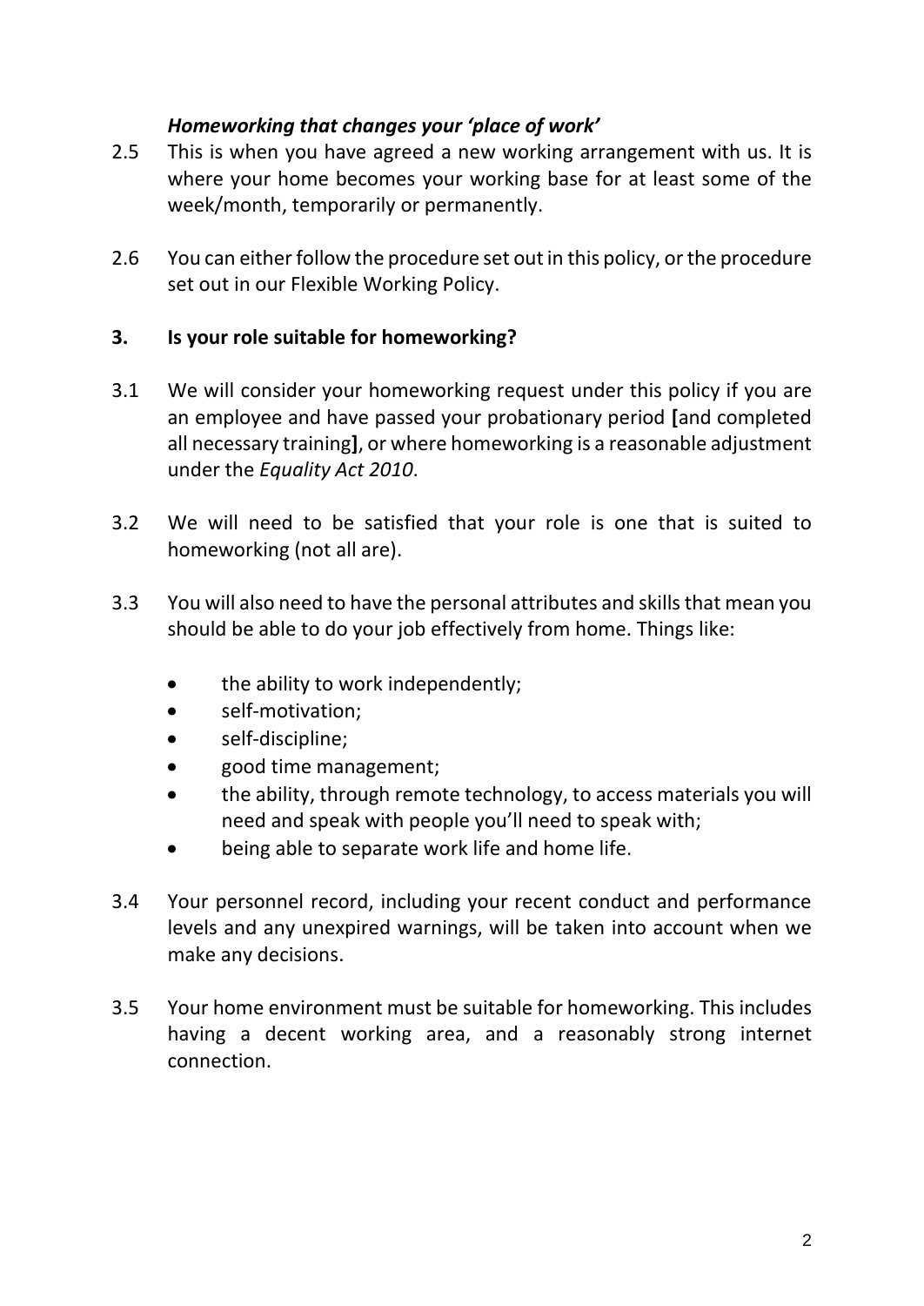### *Homeworking that changes your 'place of work'*

2.5 This is when you have agreed a new working arrangement with us. It is where your home becomes your working base for at least some of the week/month, temporarily or permanently.

2.6 You can either follow the procedure set out in this policy, or the procedure set out in our Flexible Working Policy.

## 3. Is your role suitable for homeworking?

3.1 We will consider your homeworking request under this policy if you are an employee and have passed your probationary period **[**and completed all necessary training**]**, or where homeworking is a reasonable adjustment under the *Equality Act 2010*.

3.2 We will need to be satisfied that your role is one that is suited to homeworking (not all are).

3.3 You will also need to have the personal attributes and skills that mean you should be able to do your job effectively from home. Things like:

- the ability to work independently;
- self-motivation;
- self-discipline;
- good time management;
- the ability, through remote technology, to access materials you will need and speak with people you'll need to speak with;
- being able to separate work life and home life.

3.4 Your personnel record, including your recent conduct and performance levels and any unexpired warnings, will be taken into account when we make any decisions.

3.5 Your home environment must be suitable for homeworking. This includes having a decent working area, and a reasonably strong internet connection.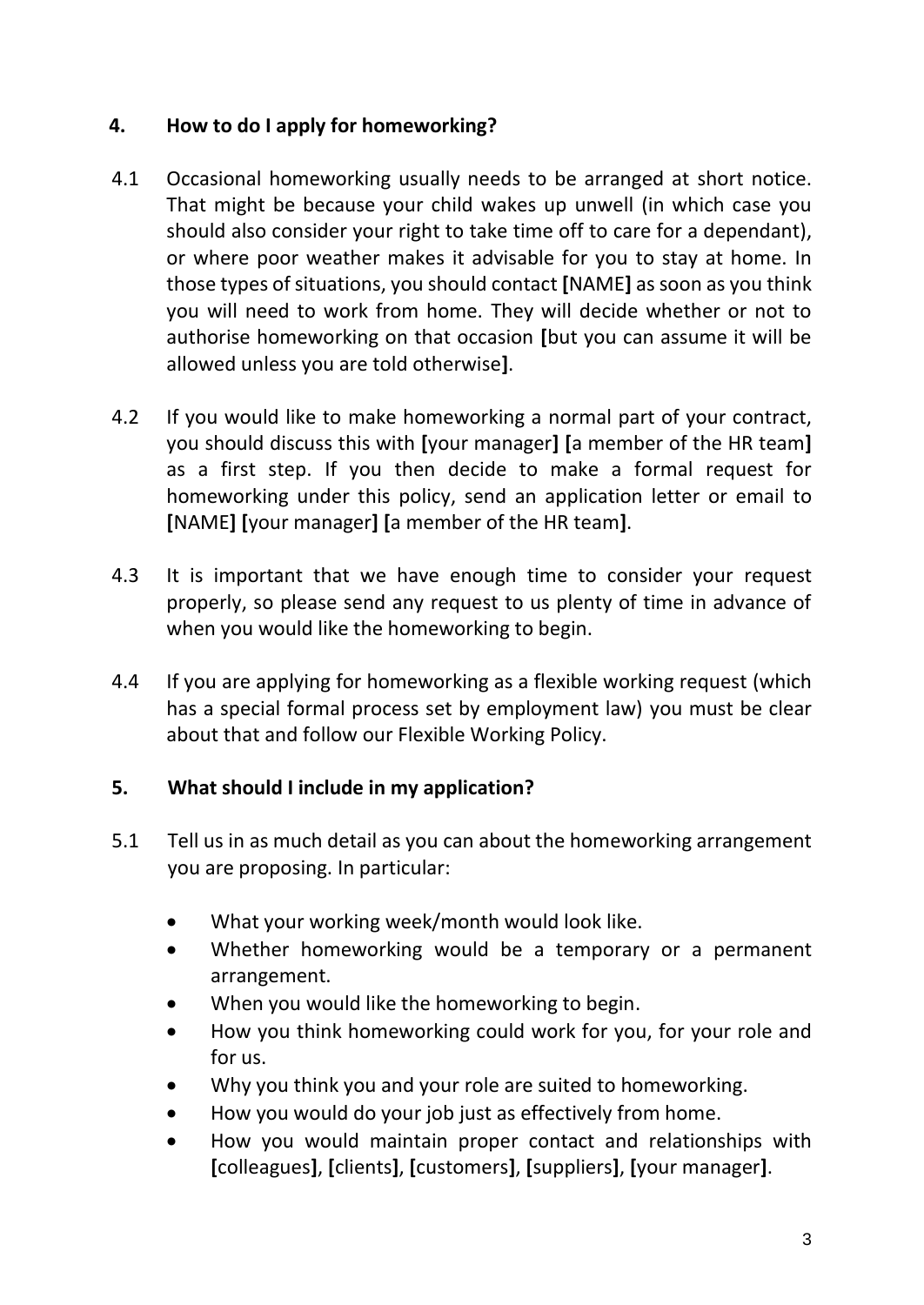## 4. How to do I apply for homeworking?

4.1 Occasional homeworking usually needs to be arranged at short notice. That might be because your child wakes up unwell (in which case you should also consider your right to take time off to care for a dependant), or where poor weather makes it advisable for you to stay at home. In those types of situations, you should contact [NAME] as soon as you think you will need to work from home. They will decide whether or not to authorise homeworking on that occasion [but you can assume it will be allowed unless you are told otherwise].

4.2 If you would like to make homeworking a normal part of your contract, you should discuss this with [your manager] [a member of the HR team] as a first step. If you then decide to make a formal request for homeworking under this policy, send an application letter or email to [NAME] [your manager] [a member of the HR team].

4.3 It is important that we have enough time to consider your request properly, so please send any request to us plenty of time in advance of when you would like the homeworking to begin.

4.4 If you are applying for homeworking as a flexible working request (which has a special formal process set by employment law) you must be clear about that and follow our Flexible Working Policy.

## 5. What should I include in my application?

5.1 Tell us in as much detail as you can about the homeworking arrangement you are proposing. In particular:

- What your working week/month would look like.
- Whether homeworking would be a temporary or a permanent arrangement.
- When you would like the homeworking to begin.
- How you think homeworking could work for you, for your role and for us.
- Why you think you and your role are suited to homeworking.
- How you would do your job just as effectively from home.
- How you would maintain proper contact and relationships with [colleagues], [clients], [customers], [suppliers], [your manager].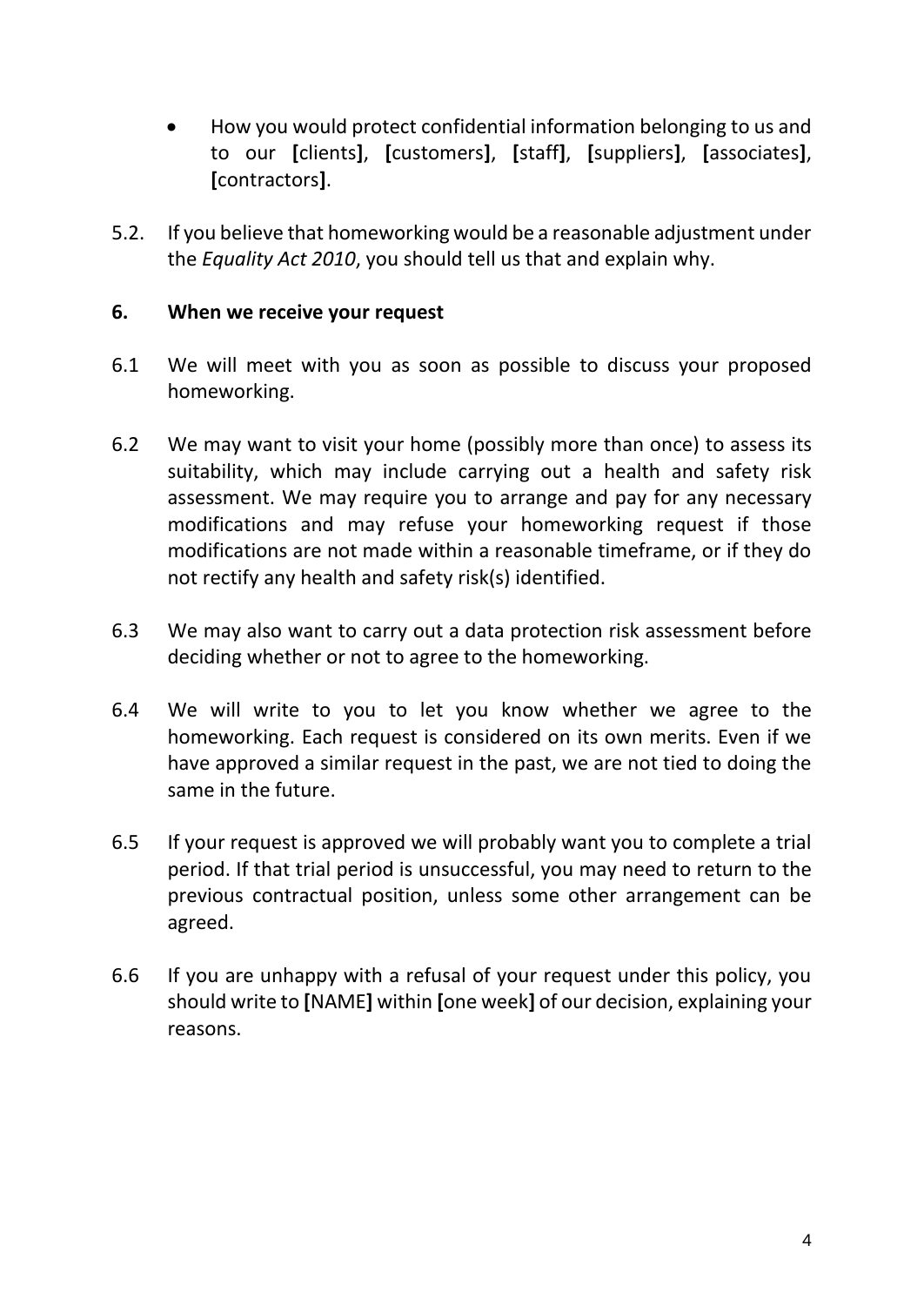- How you would protect confidential information belonging to us and to our **[**clients**]**, **[**customers**]**, **[**staff**]**, **[**suppliers**]**, **[**associates**]**, **[**contractors**]**.

5.2. If you believe that homeworking would be a reasonable adjustment under the *Equality Act 2010*, you should tell us that and explain why.

## 6. When we receive your request

6.1 We will meet with you as soon as possible to discuss your proposed homeworking.

6.2 We may want to visit your home (possibly more than once) to assess its suitability, which may include carrying out a health and safety risk assessment. We may require you to arrange and pay for any necessary modifications and may refuse your homeworking request if those modifications are not made within a reasonable timeframe, or if they do not rectify any health and safety risk(s) identified.

6.3 We may also want to carry out a data protection risk assessment before deciding whether or not to agree to the homeworking.

6.4 We will write to you to let you know whether we agree to the homeworking. Each request is considered on its own merits. Even if we have approved a similar request in the past, we are not tied to doing the same in the future.

6.5 If your request is approved we will probably want you to complete a trial period. If that trial period is unsuccessful, you may need to return to the previous contractual position, unless some other arrangement can be agreed.

6.6 If you are unhappy with a refusal of your request under this policy, you should write to **[**NAME**]** within **[**one week**]** of our decision, explaining your reasons.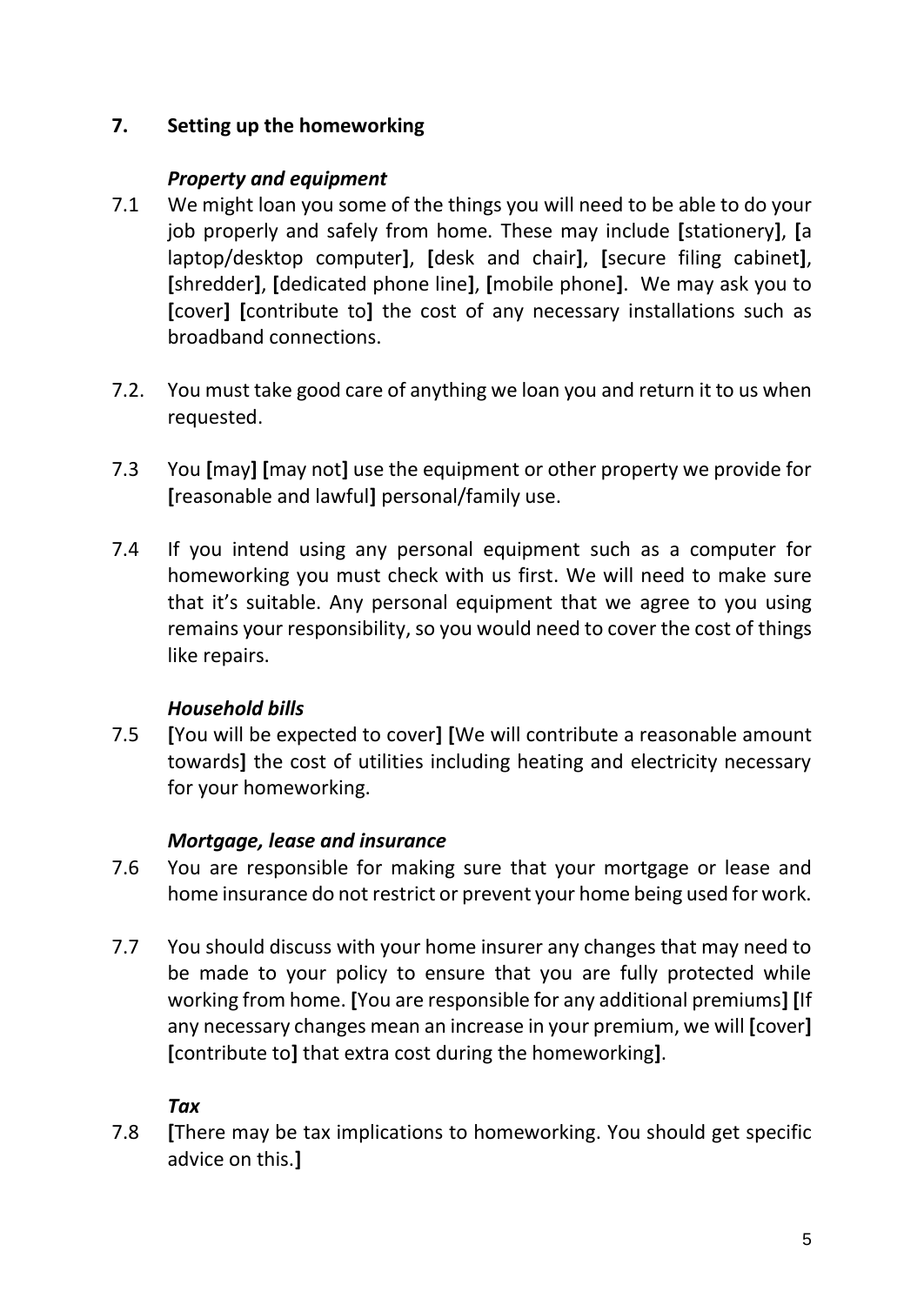## 7. Setting up the homeworking

### *Property and equipment*

7.1 We might loan you some of the things you will need to be able to do your job properly and safely from home. These may include **[**stationery**]**, **[**a laptop/desktop computer**]**, **[**desk and chair**]**, **[**secure filing cabinet**]**, **[**shredder**]**, **[**dedicated phone line**]**, **[**mobile phone**]**. We may ask you to **[**cover**]** **[**contribute to**]** the cost of any necessary installations such as broadband connections.

7.2. You must take good care of anything we loan you and return it to us when requested.

7.3 You **[**may**]** **[**may not**]** use the equipment or other property we provide for **[**reasonable and lawful**]** personal/family use.

7.4 If you intend using any personal equipment such as a computer for homeworking you must check with us first. We will need to make sure that it's suitable. Any personal equipment that we agree to you using remains your responsibility, so you would need to cover the cost of things like repairs.

### *Household bills*

7.5 **[**You will be expected to cover**]** **[**We will contribute a reasonable amount towards**]** the cost of utilities including heating and electricity necessary for your homeworking.

### *Mortgage, lease and insurance*

7.6 You are responsible for making sure that your mortgage or lease and home insurance do not restrict or prevent your home being used for work.

7.7 You should discuss with your home insurer any changes that may need to be made to your policy to ensure that you are fully protected while working from home. **[**You are responsible for any additional premiums**]** **[**If any necessary changes mean an increase in your premium, we will **[**cover**]** **[**contribute to**]** that extra cost during the homeworking**]**.

### *Tax*

7.8 **[**There may be tax implications to homeworking. You should get specific advice on this.**]**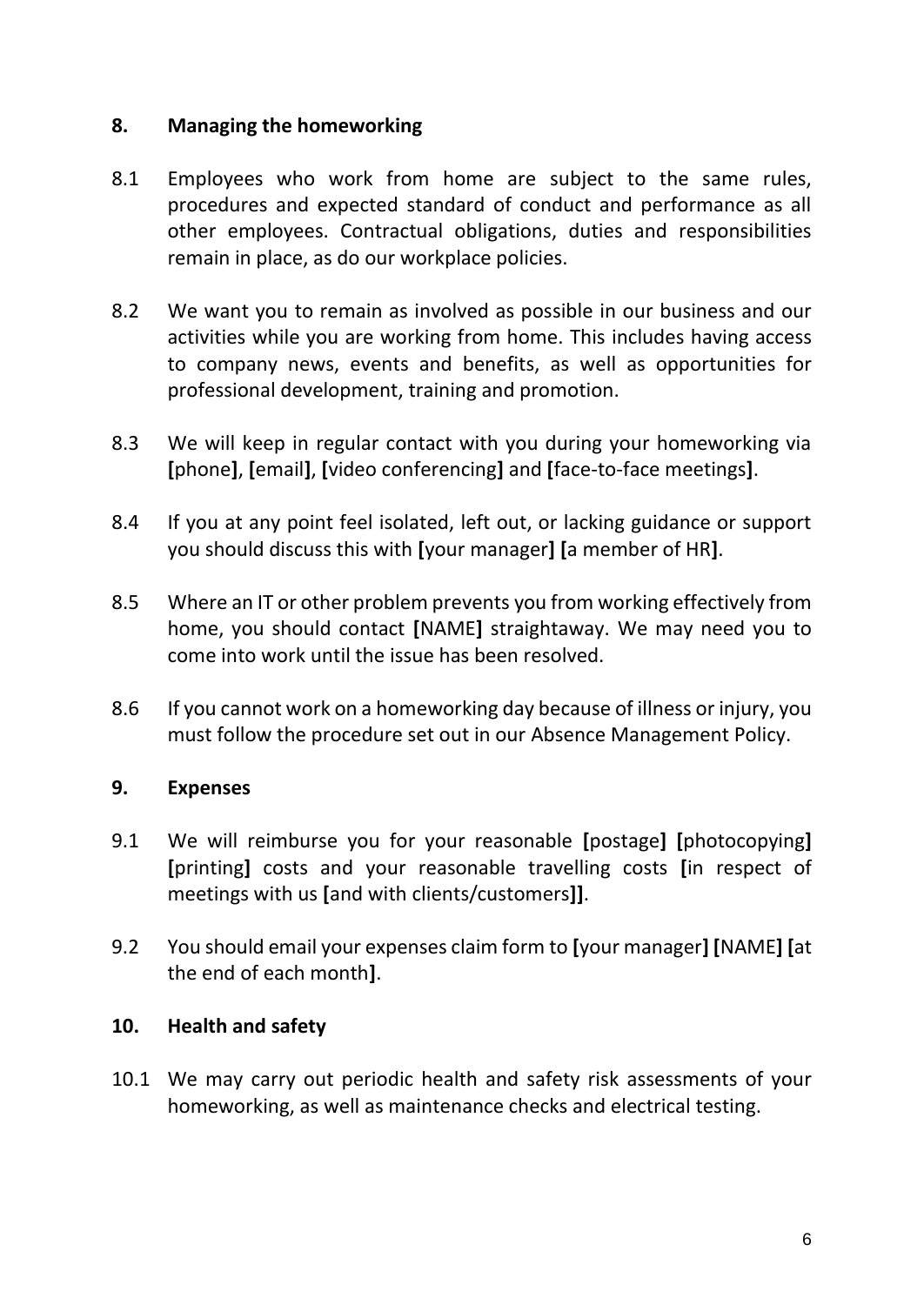## 8. Managing the homeworking

8.1 Employees who work from home are subject to the same rules, procedures and expected standard of conduct and performance as all other employees. Contractual obligations, duties and responsibilities remain in place, as do our workplace policies.

8.2 We want you to remain as involved as possible in our business and our activities while you are working from home. This includes having access to company news, events and benefits, as well as opportunities for professional development, training and promotion.

8.3 We will keep in regular contact with you during your homeworking via **[**phone**]**, **[**email**]**, **[**video conferencing**]** and **[**face-to-face meetings**]**.

8.4 If you at any point feel isolated, left out, or lacking guidance or support you should discuss this with **[**your manager**]** **[**a member of HR**]**.

8.5 Where an IT or other problem prevents you from working effectively from home, you should contact **[**NAME**]** straightaway. We may need you to come into work until the issue has been resolved.

8.6 If you cannot work on a homeworking day because of illness or injury, you must follow the procedure set out in our Absence Management Policy.

## 9. Expenses

9.1 We will reimburse you for your reasonable **[**postage**]** **[**photocopying**]** **[**printing**]** costs and your reasonable travelling costs **[**in respect of meetings with us **[**and with clients/customers**]]**.

9.2 You should email your expenses claim form to **[**your manager**]** **[**NAME**]** **[**at the end of each month**]**.

## 10. Health and safety

10.1 We may carry out periodic health and safety risk assessments of your homeworking, as well as maintenance checks and electrical testing.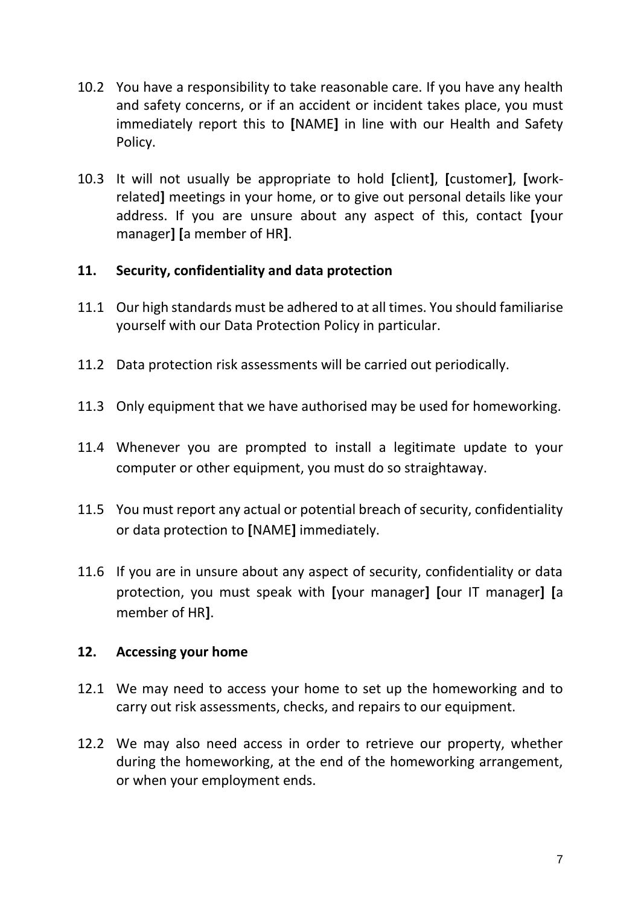10.2 You have a responsibility to take reasonable care. If you have any health and safety concerns, or if an accident or incident takes place, you must immediately report this to **[**NAME**]** in line with our Health and Safety Policy.

10.3 It will not usually be appropriate to hold **[**client**]**, **[**customer**]**, **[**work-related**]** meetings in your home, or to give out personal details like your address. If you are unsure about any aspect of this, contact **[**your manager**]** **[**a member of HR**]**.

## 11. Security, confidentiality and data protection

11.1 Our high standards must be adhered to at all times. You should familiarise yourself with our Data Protection Policy in particular.

11.2 Data protection risk assessments will be carried out periodically.

11.3 Only equipment that we have authorised may be used for homeworking.

11.4 Whenever you are prompted to install a legitimate update to your computer or other equipment, you must do so straightaway.

11.5 You must report any actual or potential breach of security, confidentiality or data protection to **[**NAME**]** immediately.

11.6 If you are in unsure about any aspect of security, confidentiality or data protection, you must speak with **[**your manager**]** **[**our IT manager**]** **[**a member of HR**]**.

## 12. Accessing your home

12.1 We may need to access your home to set up the homeworking and to carry out risk assessments, checks, and repairs to our equipment.

12.2 We may also need access in order to retrieve our property, whether during the homeworking, at the end of the homeworking arrangement, or when your employment ends.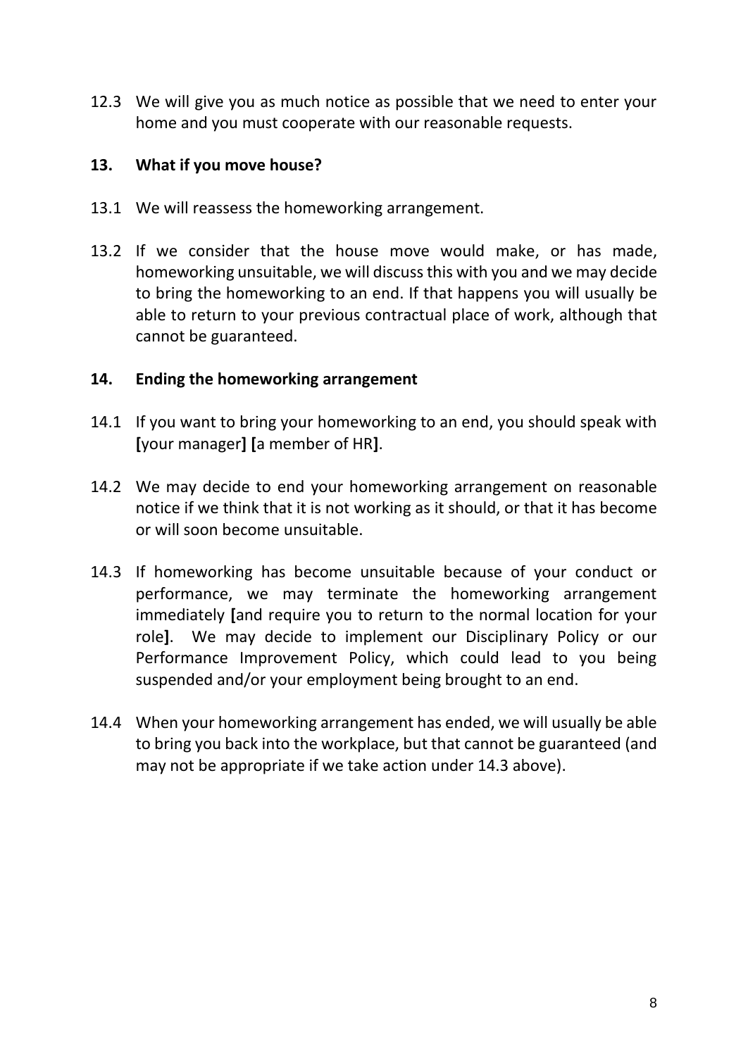12.3 We will give you as much notice as possible that we need to enter your home and you must cooperate with our reasonable requests.

## 13. What if you move house?

13.1 We will reassess the homeworking arrangement.

13.2 If we consider that the house move would make, or has made, homeworking unsuitable, we will discuss this with you and we may decide to bring the homeworking to an end. If that happens you will usually be able to return to your previous contractual place of work, although that cannot be guaranteed.

## 14. Ending the homeworking arrangement

14.1 If you want to bring your homeworking to an end, you should speak with **[**your manager**]** **[**a member of HR**]**.

14.2 We may decide to end your homeworking arrangement on reasonable notice if we think that it is not working as it should, or that it has become or will soon become unsuitable.

14.3 If homeworking has become unsuitable because of your conduct or performance, we may terminate the homeworking arrangement immediately **[**and require you to return to the normal location for your role**]**. We may decide to implement our Disciplinary Policy or our Performance Improvement Policy, which could lead to you being suspended and/or your employment being brought to an end.

14.4 When your homeworking arrangement has ended, we will usually be able to bring you back into the workplace, but that cannot be guaranteed (and may not be appropriate if we take action under 14.3 above).